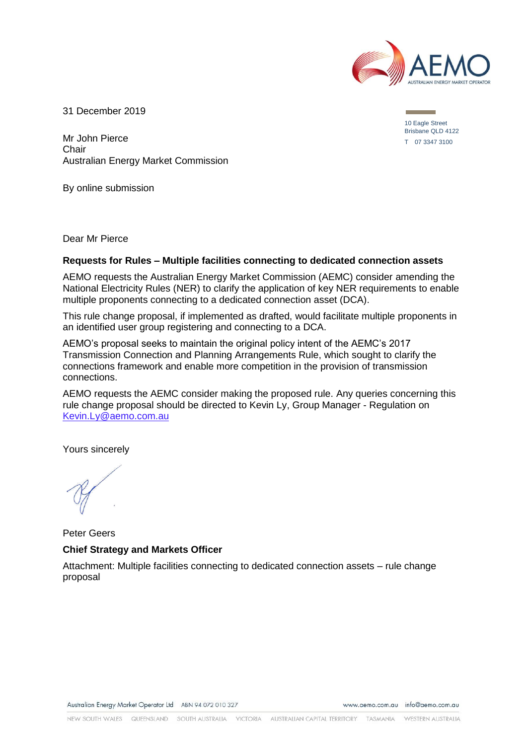31 December 2019

10 Eagle Street
Brisbane QLD 4122
T 07 3347 3100

Mr John Pierce
Chair
Australian Energy Market Commission

By online submission

Dear Mr Pierce

**Requests for Rules – Multiple facilities connecting to dedicated connection assets**

AEMO requests the Australian Energy Market Commission (AEMC) consider amending the National Electricity Rules (NER) to clarify the application of key NER requirements to enable multiple proponents connecting to a dedicated connection asset (DCA).

This rule change proposal, if implemented as drafted, would facilitate multiple proponents in an identified user group registering and connecting to a DCA.

AEMO's proposal seeks to maintain the original policy intent of the AEMC's 2017 Transmission Connection and Planning Arrangements Rule, which sought to clarify the connections framework and enable more competition in the provision of transmission connections.

AEMO requests the AEMC consider making the proposed rule. Any queries concerning this rule change proposal should be directed to Kevin Ly, Group Manager - Regulation on Kevin.Ly@aemo.com.au

Yours sincerely

Peter Geers

**Chief Strategy and Markets Officer**

Attachment: Multiple facilities connecting to dedicated connection assets – rule change proposal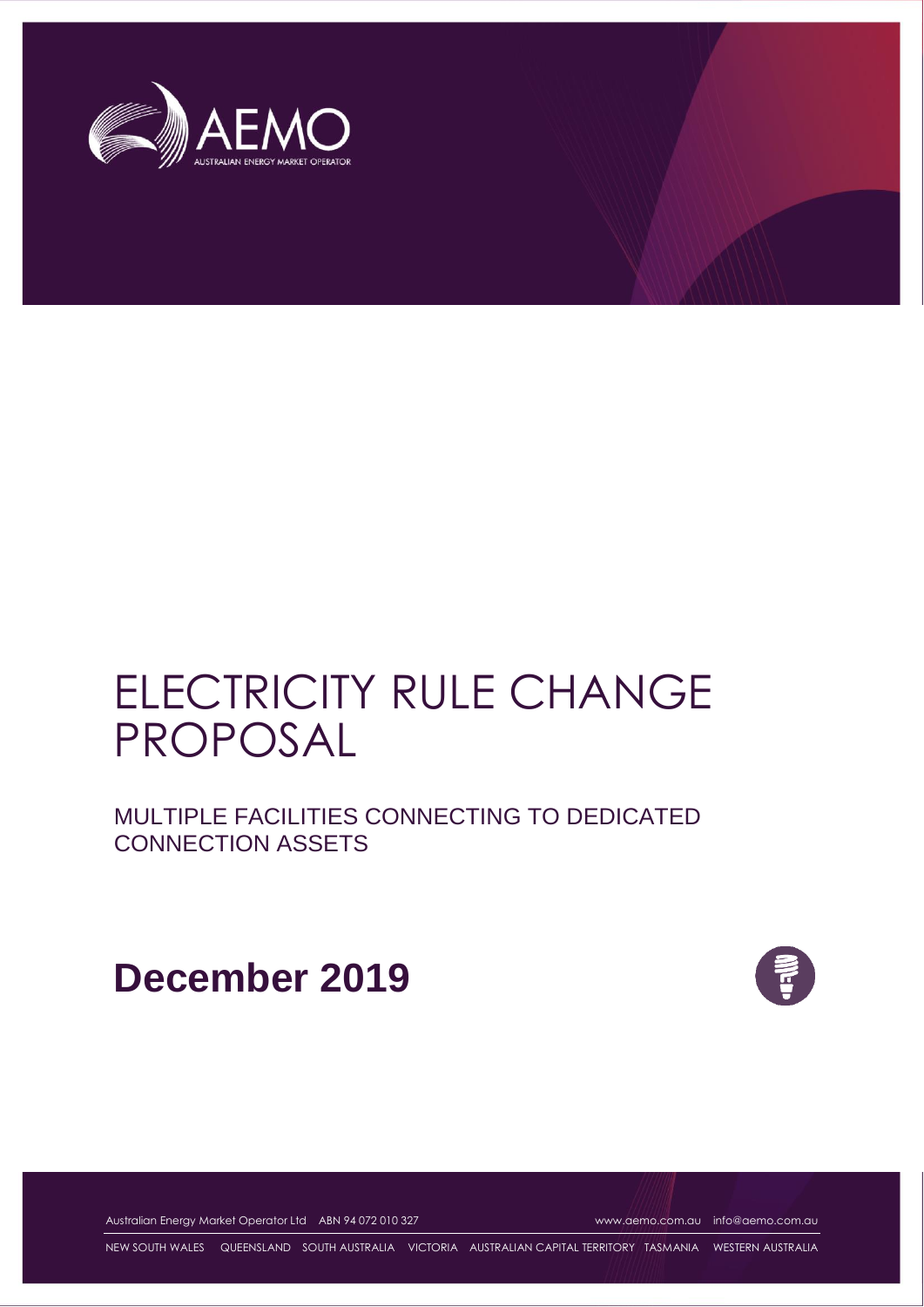# ELECTRICITY RULE CHANGE PROPOSAL

## MULTIPLE FACILITIES CONNECTING TO DEDICATED CONNECTION ASSETS

**December 2019**

Australian Energy Market Operator Ltd ABN 94 072 010 327 www.aemo.com.au info@aemo.com.au

NEW SOUTH WALES QUEENSLAND SOUTH AUSTRALIA VICTORIA AUSTRALIAN CAPITAL TERRITORY TASMANIA WESTERN AUSTRALIA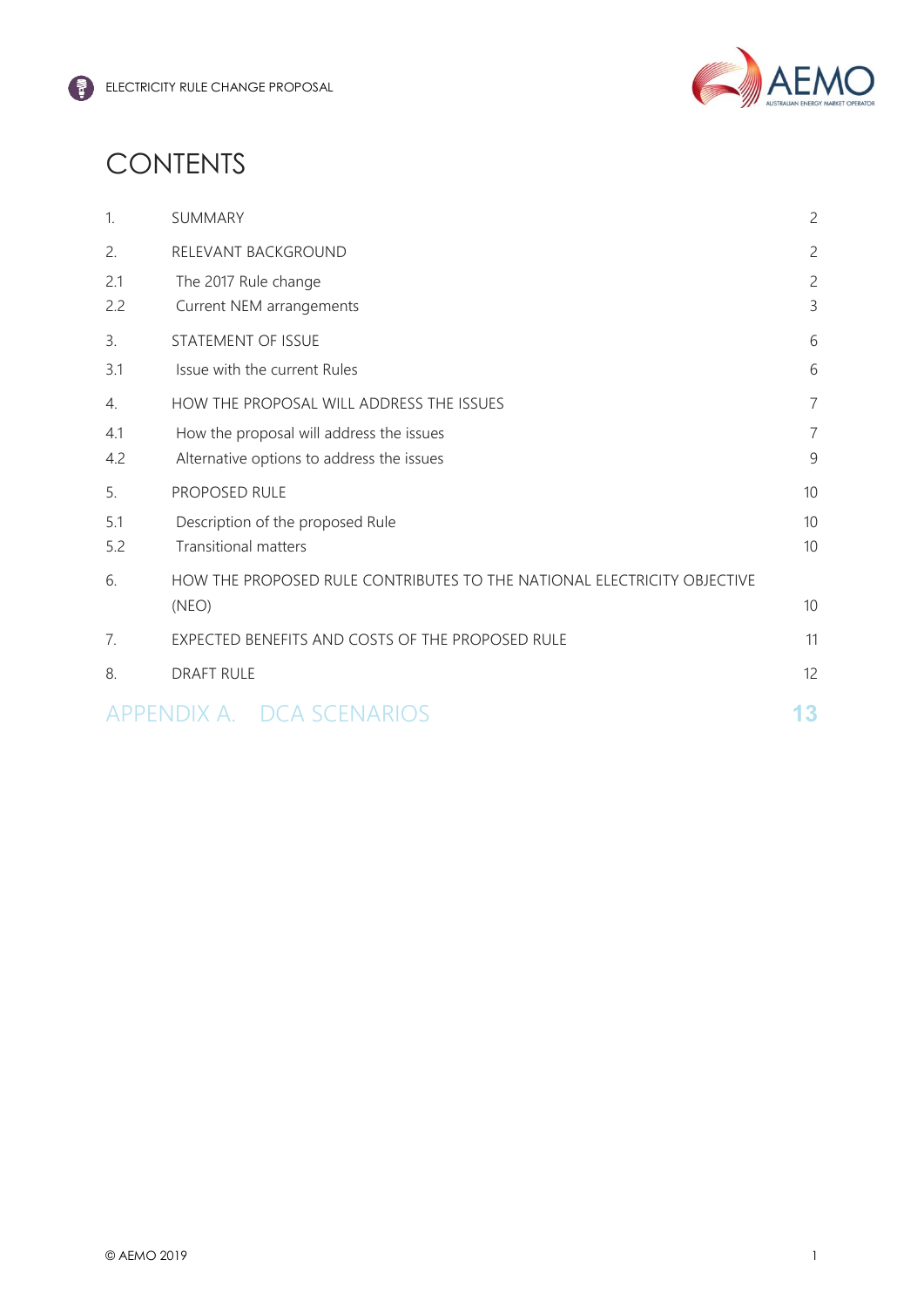# CONTENTS

| | | |
|---|---|---|
| 1. | SUMMARY | 2 |
| 2. | RELEVANT BACKGROUND | 2 |
| 2.1 | The 2017 Rule change | 2 |
| 2.2 | Current NEM arrangements | 3 |
| 3. | STATEMENT OF ISSUE | 6 |
| 3.1 | Issue with the current Rules | 6 |
| 4. | HOW THE PROPOSAL WILL ADDRESS THE ISSUES | 7 |
| 4.1 | How the proposal will address the issues | 7 |
| 4.2 | Alternative options to address the issues | 9 |
| 5. | PROPOSED RULE | 10 |
| 5.1 | Description of the proposed Rule | 10 |
| 5.2 | Transitional matters | 10 |
| 6. | HOW THE PROPOSED RULE CONTRIBUTES TO THE NATIONAL ELECTRICITY OBJECTIVE (NEO) | 10 |
| 7. | EXPECTED BENEFITS AND COSTS OF THE PROPOSED RULE | 11 |
| 8. | DRAFT RULE | 12 |
| APPENDIX A. | DCA SCENARIOS | 13 |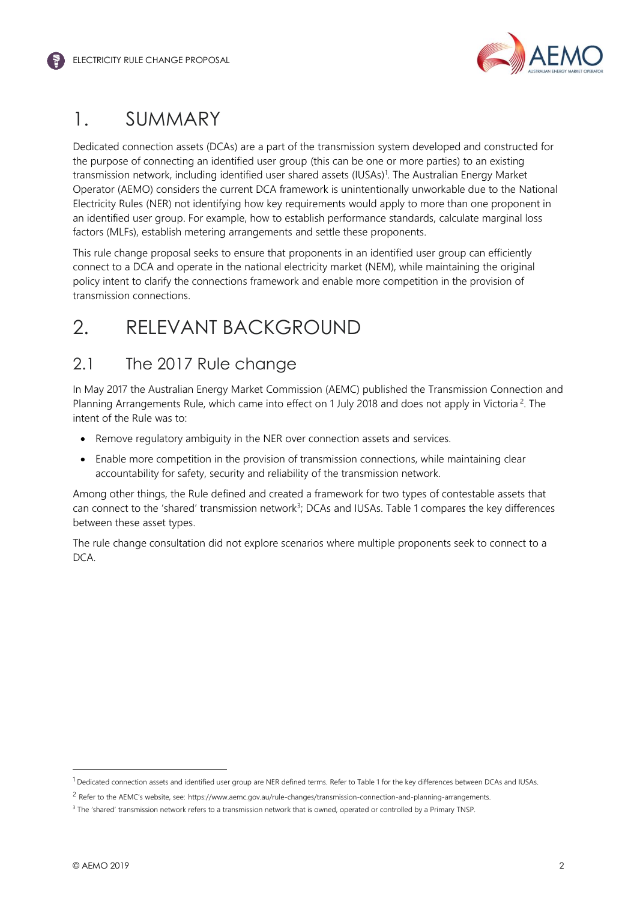# 1. SUMMARY

Dedicated connection assets (DCAs) are a part of the transmission system developed and constructed for the purpose of connecting an identified user group (this can be one or more parties) to an existing transmission network, including identified user shared assets (IUSAs)[1]. The Australian Energy Market Operator (AEMO) considers the current DCA framework is unintentionally unworkable due to the National Electricity Rules (NER) not identifying how key requirements would apply to more than one proponent in an identified user group. For example, how to establish performance standards, calculate marginal loss factors (MLFs), establish metering arrangements and settle these proponents.

This rule change proposal seeks to ensure that proponents in an identified user group can efficiently connect to a DCA and operate in the national electricity market (NEM), while maintaining the original policy intent to clarify the connections framework and enable more competition in the provision of transmission connections.

# 2. RELEVANT BACKGROUND

## 2.1 The 2017 Rule change

In May 2017 the Australian Energy Market Commission (AEMC) published the Transmission Connection and Planning Arrangements Rule, which came into effect on 1 July 2018 and does not apply in Victoria[2]. The intent of the Rule was to:

- Remove regulatory ambiguity in the NER over connection assets and services.
- Enable more competition in the provision of transmission connections, while maintaining clear accountability for safety, security and reliability of the transmission network.

Among other things, the Rule defined and created a framework for two types of contestable assets that can connect to the 'shared' transmission network[3]; DCAs and IUSAs. Table 1 compares the key differences between these asset types.

The rule change consultation did not explore scenarios where multiple proponents seek to connect to a DCA.

---

[1] Dedicated connection assets and identified user group are NER defined terms. Refer to Table 1 for the key differences between DCAs and IUSAs.

[2] Refer to the AEMC's website, see: https://www.aemc.gov.au/rule-changes/transmission-connection-and-planning-arrangements.

[3] The 'shared' transmission network refers to a transmission network that is owned, operated or controlled by a Primary TNSP.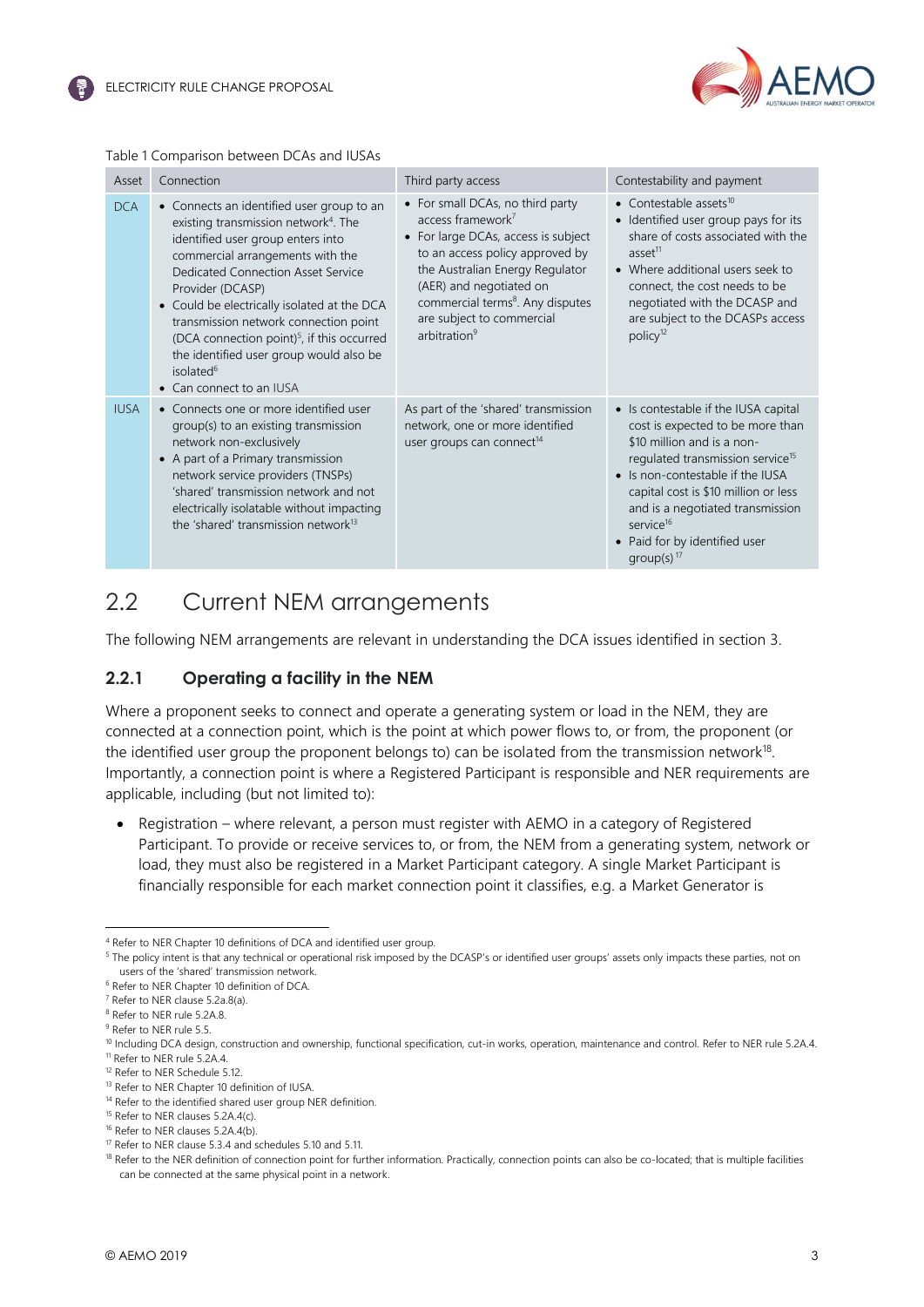Table 1 Comparison between DCAs and IUSAs

| Asset | Connection | Third party access | Contestability and payment |
|---|---|---|---|
| DCA | • Connects an identified user group to an existing transmission network[4]. The identified user group enters into commercial arrangements with the Dedicated Connection Asset Service Provider (DCASP)<br>• Could be electrically isolated at the DCA transmission network connection point (DCA connection point)[5], if this occurred the identified user group would also be isolated[6]<br>• Can connect to an IUSA | • For small DCAs, no third party access framework[7]<br>• For large DCAs, access is subject to an access policy approved by the Australian Energy Regulator (AER) and negotiated on commercial terms[8]. Any disputes are subject to commercial arbitration[9] | • Contestable assets[10]<br>• Identified user group pays for its share of costs associated with the asset[11]<br>• Where additional users seek to connect, the cost needs to be negotiated with the DCASP and are subject to the DCASPs access policy[12] |
| IUSA | • Connects one or more identified user group(s) to an existing transmission network non-exclusively<br>• A part of a Primary transmission network service providers (TNSPs) 'shared' transmission network and not electrically isolatable without impacting the 'shared' transmission network[13] | As part of the 'shared' transmission network, one or more identified user groups can connect[14] | • Is contestable if the IUSA capital cost is expected to be more than \$10 million and is a non-regulated transmission service[15]<br>• Is non-contestable if the IUSA capital cost is \$10 million or less and is a negotiated transmission service[16]<br>• Paid for by identified user group(s)[17] |

## 2.2 Current NEM arrangements

The following NEM arrangements are relevant in understanding the DCA issues identified in section 3.

### 2.2.1 Operating a facility in the NEM

Where a proponent seeks to connect and operate a generating system or load in the NEM, they are connected at a connection point, which is the point at which power flows to, or from, the proponent (or the identified user group the proponent belongs to) can be isolated from the transmission network[18]. Importantly, a connection point is where a Registered Participant is responsible and NER requirements are applicable, including (but not limited to):

- Registration – where relevant, a person must register with AEMO in a category of Registered Participant. To provide or receive services to, or from, the NEM from a generating system, network or load, they must also be registered in a Market Participant category. A single Market Participant is financially responsible for each market connection point it classifies, e.g. a Market Generator is

---

[4] Refer to NER Chapter 10 definitions of DCA and identified user group.

[5] The policy intent is that any technical or operational risk imposed by the DCASP's or identified user groups' assets only impacts these parties, not on users of the 'shared' transmission network.

[6] Refer to NER Chapter 10 definition of DCA.

[7] Refer to NER clause 5.2a.8(a).

[8] Refer to NER rule 5.2A.8.

[9] Refer to NER rule 5.5.

[10] Including DCA design, construction and ownership, functional specification, cut-in works, operation, maintenance and control. Refer to NER rule 5.2A.4.

[11] Refer to NER rule 5.2A.4.

[12] Refer to NER Schedule 5.12.

[13] Refer to NER Chapter 10 definition of IUSA.

[14] Refer to the identified shared user group NER definition.

[15] Refer to NER clauses 5.2A.4(c).

[16] Refer to NER clauses 5.2A.4(b).

[17] Refer to NER clause 5.3.4 and schedules 5.10 and 5.11.

[18] Refer to the NER definition of connection point for further information. Practically, connection points can also be co-located; that is multiple facilities can be connected at the same physical point in a network.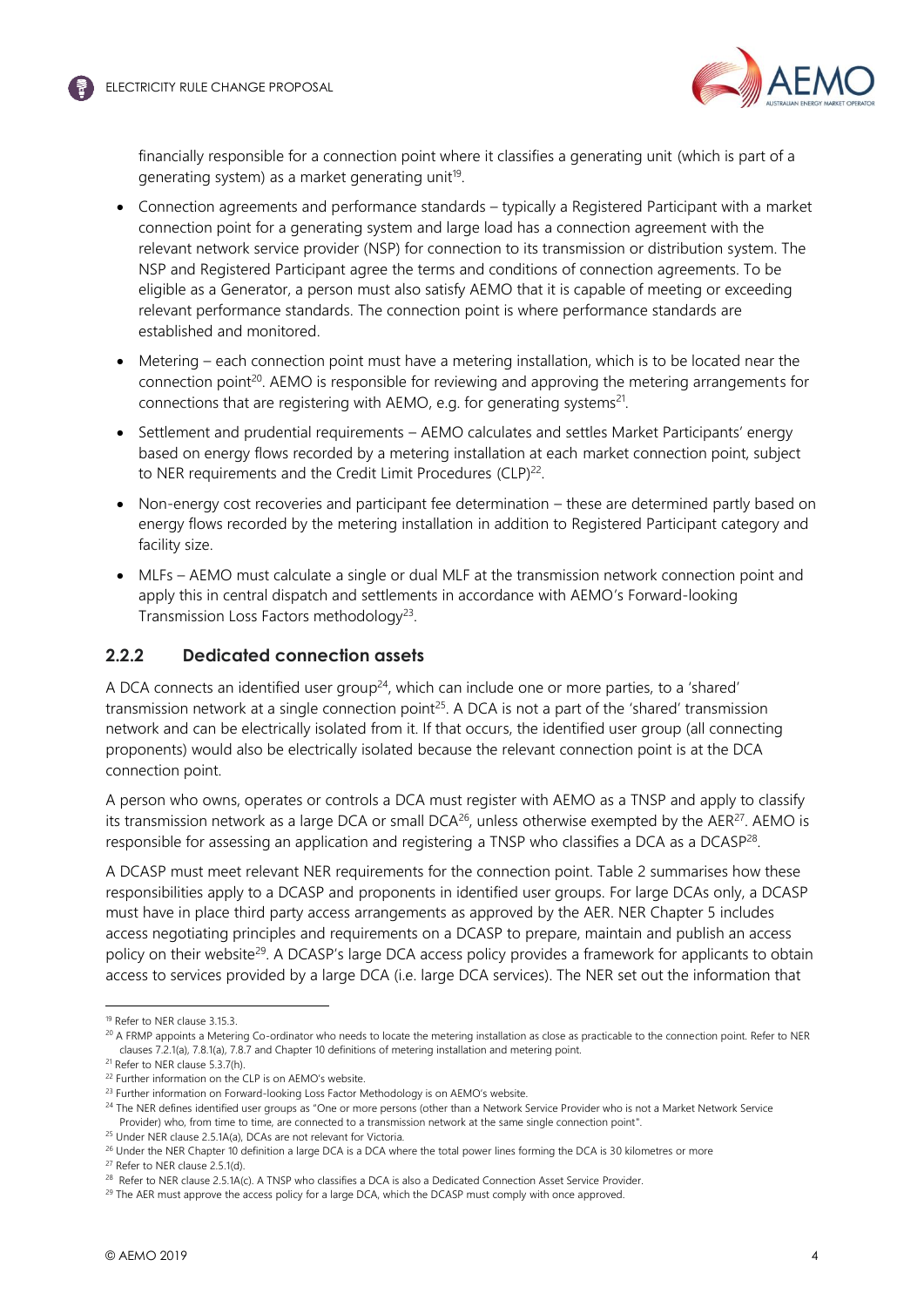financially responsible for a connection point where it classifies a generating unit (which is part of a generating system) as a market generating unit[19].

- Connection agreements and performance standards – typically a Registered Participant with a market connection point for a generating system and large load has a connection agreement with the relevant network service provider (NSP) for connection to its transmission or distribution system. The NSP and Registered Participant agree the terms and conditions of connection agreements. To be eligible as a Generator, a person must also satisfy AEMO that it is capable of meeting or exceeding relevant performance standards. The connection point is where performance standards are established and monitored.
- Metering – each connection point must have a metering installation, which is to be located near the connection point[20]. AEMO is responsible for reviewing and approving the metering arrangements for connections that are registering with AEMO, e.g. for generating systems[21].
- Settlement and prudential requirements – AEMO calculates and settles Market Participants' energy based on energy flows recorded by a metering installation at each market connection point, subject to NER requirements and the Credit Limit Procedures (CLP)[22].
- Non-energy cost recoveries and participant fee determination – these are determined partly based on energy flows recorded by the metering installation in addition to Registered Participant category and facility size.
- MLFs – AEMO must calculate a single or dual MLF at the transmission network connection point and apply this in central dispatch and settlements in accordance with AEMO's Forward-looking Transmission Loss Factors methodology[23].

### 2.2.2 Dedicated connection assets

A DCA connects an identified user group[24], which can include one or more parties, to a 'shared' transmission network at a single connection point[25]. A DCA is not a part of the 'shared' transmission network and can be electrically isolated from it. If that occurs, the identified user group (all connecting proponents) would also be electrically isolated because the relevant connection point is at the DCA connection point.

A person who owns, operates or controls a DCA must register with AEMO as a TNSP and apply to classify its transmission network as a large DCA or small DCA[26], unless otherwise exempted by the AER[27]. AEMO is responsible for assessing an application and registering a TNSP who classifies a DCA as a DCASP[28].

A DCASP must meet relevant NER requirements for the connection point. Table 2 summarises how these responsibilities apply to a DCASP and proponents in identified user groups. For large DCAs only, a DCASP must have in place third party access arrangements as approved by the AER. NER Chapter 5 includes access negotiating principles and requirements on a DCASP to prepare, maintain and publish an access policy on their website[29]. A DCASP's large DCA access policy provides a framework for applicants to obtain access to services provided by a large DCA (i.e. large DCA services). The NER set out the information that

---

[19] Refer to NER clause 3.15.3.

[20] A FRMP appoints a Metering Co-ordinator who needs to locate the metering installation as close as practicable to the connection point. Refer to NER clauses 7.2.1(a), 7.8.1(a), 7.8.7 and Chapter 10 definitions of metering installation and metering point.

[21] Refer to NER clause 5.3.7(h).

[22] Further information on the CLP is on AEMO's website.

[23] Further information on Forward-looking Loss Factor Methodology is on AEMO's website.

[24] The NER defines identified user groups as "One or more persons (other than a Network Service Provider who is not a Market Network Service Provider) who, from time to time, are connected to a transmission network at the same single connection point".

[25] Under NER clause 2.5.1A(a), DCAs are not relevant for Victoria.

[26] Under the NER Chapter 10 definition a large DCA is a DCA where the total power lines forming the DCA is 30 kilometres or more

[27] Refer to NER clause 2.5.1(d).

[28] Refer to NER clause 2.5.1A(c). A TNSP who classifies a DCA is also a Dedicated Connection Asset Service Provider.

[29] The AER must approve the access policy for a large DCA, which the DCASP must comply with once approved.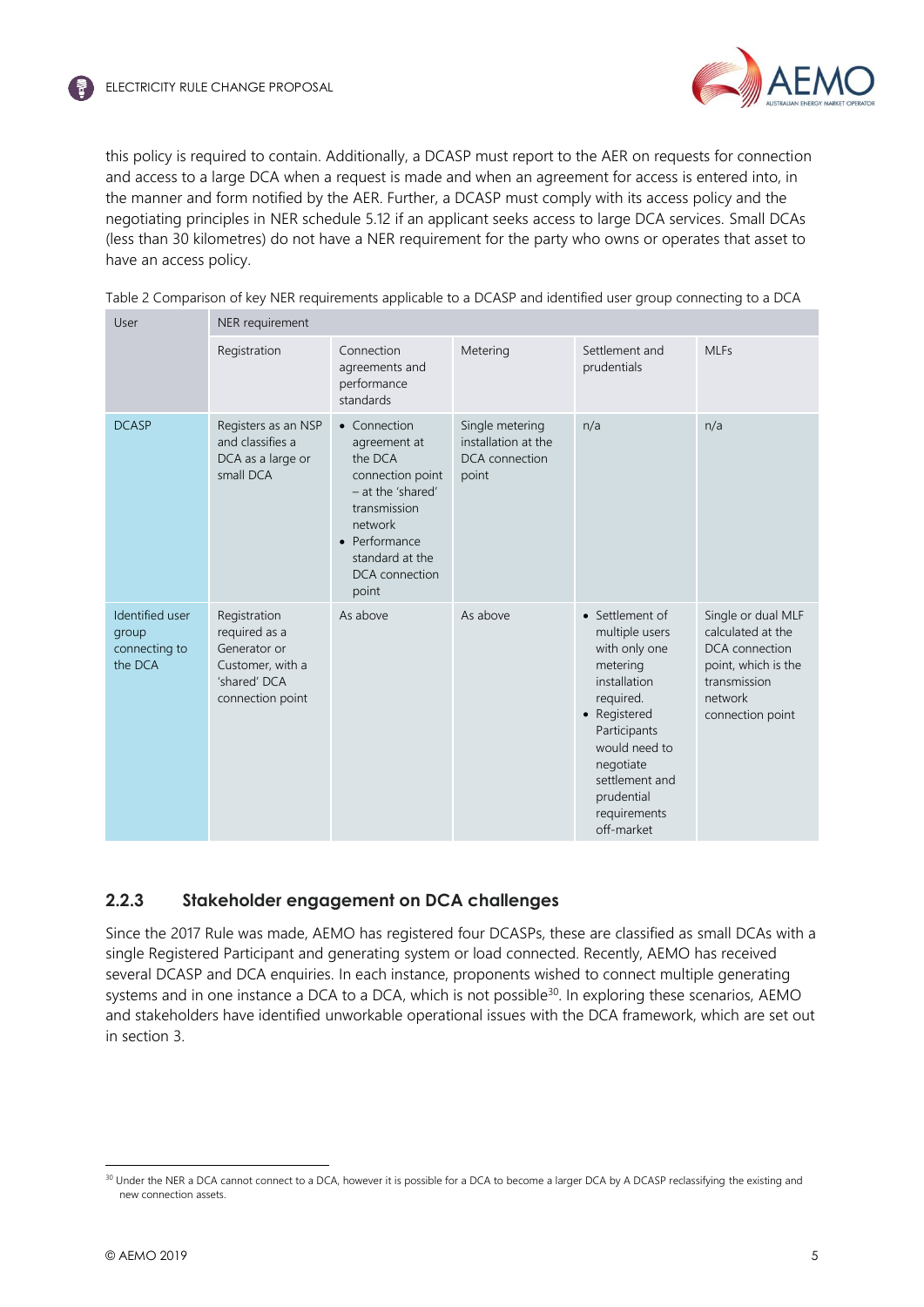this policy is required to contain. Additionally, a DCASP must report to the AER on requests for connection and access to a large DCA when a request is made and when an agreement for access is entered into, in the manner and form notified by the AER. Further, a DCASP must comply with its access policy and the negotiating principles in NER schedule 5.12 if an applicant seeks access to large DCA services. Small DCAs (less than 30 kilometres) do not have a NER requirement for the party who owns or operates that asset to have an access policy.

Table 2 Comparison of key NER requirements applicable to a DCASP and identified user group connecting to a DCA

| User | NER requirement | | | | |
|---|---|---|---|---|---|
| | Registration | Connection agreements and performance standards | Metering | Settlement and prudentials | MLFs |
| DCASP | Registers as an NSP and classifies a DCA as a large or small DCA | • Connection agreement at the DCA connection point – at the 'shared' transmission network<br>• Performance standard at the DCA connection point | Single metering installation at the DCA connection point | n/a | n/a |
| Identified user group connecting to the DCA | Registration required as a Generator or Customer, with a 'shared' DCA connection point | As above | As above | • Settlement of multiple users with only one metering installation required.<br>• Registered Participants would need to negotiate settlement and prudential requirements off-market | Single or dual MLF calculated at the DCA connection point, which is the transmission network connection point |

### 2.2.3 Stakeholder engagement on DCA challenges

Since the 2017 Rule was made, AEMO has registered four DCASPs, these are classified as small DCAs with a single Registered Participant and generating system or load connected. Recently, AEMO has received several DCASP and DCA enquiries. In each instance, proponents wished to connect multiple generating systems and in one instance a DCA to a DCA, which is not possible[30]. In exploring these scenarios, AEMO and stakeholders have identified unworkable operational issues with the DCA framework, which are set out in section 3.

[30] Under the NER a DCA cannot connect to a DCA, however it is possible for a DCA to become a larger DCA by A DCASP reclassifying the existing and new connection assets.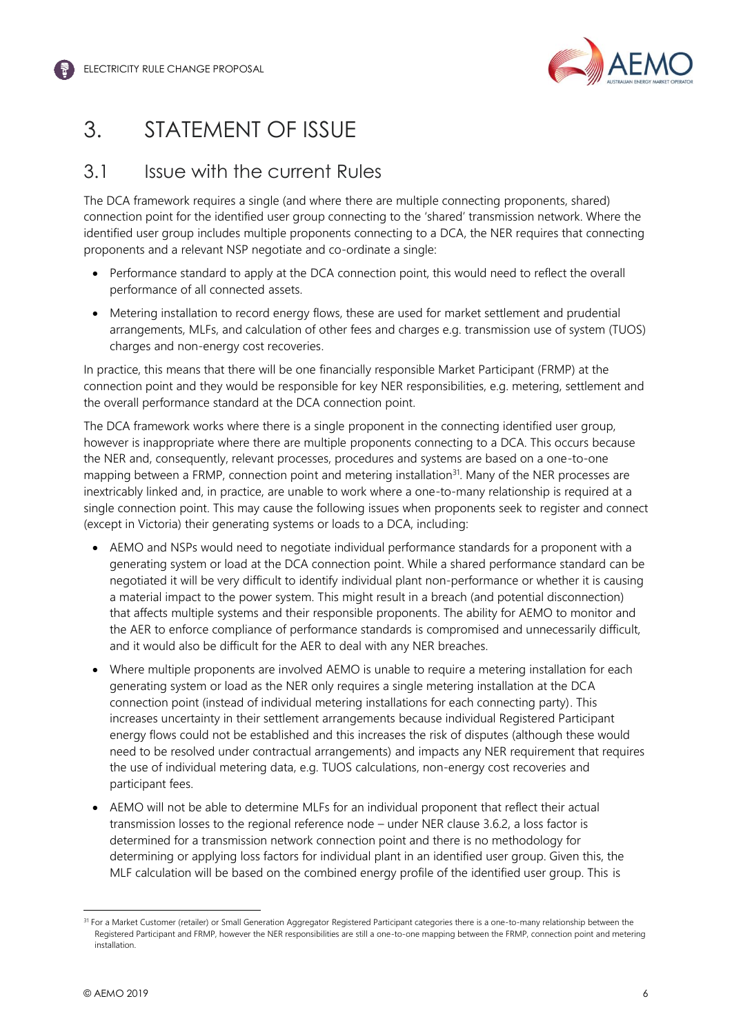# 3. STATEMENT OF ISSUE

## 3.1 Issue with the current Rules

The DCA framework requires a single (and where there are multiple connecting proponents, shared) connection point for the identified user group connecting to the 'shared' transmission network. Where the identified user group includes multiple proponents connecting to a DCA, the NER requires that connecting proponents and a relevant NSP negotiate and co-ordinate a single:

- Performance standard to apply at the DCA connection point, this would need to reflect the overall performance of all connected assets.
- Metering installation to record energy flows, these are used for market settlement and prudential arrangements, MLFs, and calculation of other fees and charges e.g. transmission use of system (TUOS) charges and non-energy cost recoveries.

In practice, this means that there will be one financially responsible Market Participant (FRMP) at the connection point and they would be responsible for key NER responsibilities, e.g. metering, settlement and the overall performance standard at the DCA connection point.

The DCA framework works where there is a single proponent in the connecting identified user group, however is inappropriate where there are multiple proponents connecting to a DCA. This occurs because the NER and, consequently, relevant processes, procedures and systems are based on a one-to-one mapping between a FRMP, connection point and metering installation[31]. Many of the NER processes are inextricably linked and, in practice, are unable to work where a one-to-many relationship is required at a single connection point. This may cause the following issues when proponents seek to register and connect (except in Victoria) their generating systems or loads to a DCA, including:

- AEMO and NSPs would need to negotiate individual performance standards for a proponent with a generating system or load at the DCA connection point. While a shared performance standard can be negotiated it will be very difficult to identify individual plant non-performance or whether it is causing a material impact to the power system. This might result in a breach (and potential disconnection) that affects multiple systems and their responsible proponents. The ability for AEMO to monitor and the AER to enforce compliance of performance standards is compromised and unnecessarily difficult, and it would also be difficult for the AER to deal with any NER breaches.
- Where multiple proponents are involved AEMO is unable to require a metering installation for each generating system or load as the NER only requires a single metering installation at the DCA connection point (instead of individual metering installations for each connecting party). This increases uncertainty in their settlement arrangements because individual Registered Participant energy flows could not be established and this increases the risk of disputes (although these would need to be resolved under contractual arrangements) and impacts any NER requirement that requires the use of individual metering data, e.g. TUOS calculations, non-energy cost recoveries and participant fees.
- AEMO will not be able to determine MLFs for an individual proponent that reflect their actual transmission losses to the regional reference node – under NER clause 3.6.2, a loss factor is determined for a transmission network connection point and there is no methodology for determining or applying loss factors for individual plant in an identified user group. Given this, the MLF calculation will be based on the combined energy profile of the identified user group. This is

[31] For a Market Customer (retailer) or Small Generation Aggregator Registered Participant categories there is a one-to-many relationship between the Registered Participant and FRMP, however the NER responsibilities are still a one-to-one mapping between the FRMP, connection point and metering installation.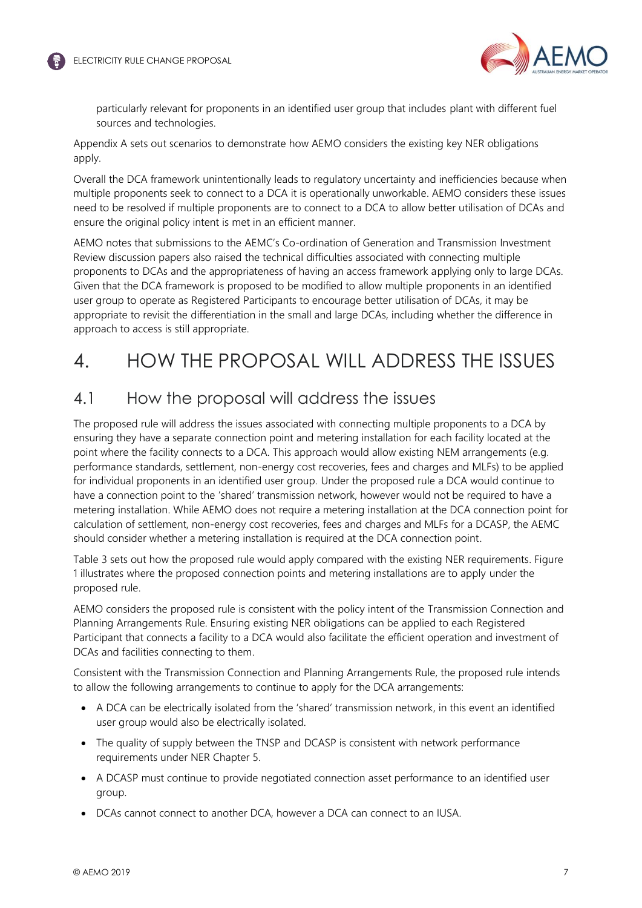particularly relevant for proponents in an identified user group that includes plant with different fuel sources and technologies.

Appendix A sets out scenarios to demonstrate how AEMO considers the existing key NER obligations apply.

Overall the DCA framework unintentionally leads to regulatory uncertainty and inefficiencies because when multiple proponents seek to connect to a DCA it is operationally unworkable. AEMO considers these issues need to be resolved if multiple proponents are to connect to a DCA to allow better utilisation of DCAs and ensure the original policy intent is met in an efficient manner.

AEMO notes that submissions to the AEMC's Co-ordination of Generation and Transmission Investment Review discussion papers also raised the technical difficulties associated with connecting multiple proponents to DCAs and the appropriateness of having an access framework applying only to large DCAs. Given that the DCA framework is proposed to be modified to allow multiple proponents in an identified user group to operate as Registered Participants to encourage better utilisation of DCAs, it may be appropriate to revisit the differentiation in the small and large DCAs, including whether the difference in approach to access is still appropriate.

# 4. HOW THE PROPOSAL WILL ADDRESS THE ISSUES

## 4.1 How the proposal will address the issues

The proposed rule will address the issues associated with connecting multiple proponents to a DCA by ensuring they have a separate connection point and metering installation for each facility located at the point where the facility connects to a DCA. This approach would allow existing NEM arrangements (e.g. performance standards, settlement, non-energy cost recoveries, fees and charges and MLFs) to be applied for individual proponents in an identified user group. Under the proposed rule a DCA would continue to have a connection point to the 'shared' transmission network, however would not be required to have a metering installation. While AEMO does not require a metering installation at the DCA connection point for calculation of settlement, non-energy cost recoveries, fees and charges and MLFs for a DCASP, the AEMC should consider whether a metering installation is required at the DCA connection point.

Table 3 sets out how the proposed rule would apply compared with the existing NER requirements. Figure 1 illustrates where the proposed connection points and metering installations are to apply under the proposed rule.

AEMO considers the proposed rule is consistent with the policy intent of the Transmission Connection and Planning Arrangements Rule. Ensuring existing NER obligations can be applied to each Registered Participant that connects a facility to a DCA would also facilitate the efficient operation and investment of DCAs and facilities connecting to them.

Consistent with the Transmission Connection and Planning Arrangements Rule, the proposed rule intends to allow the following arrangements to continue to apply for the DCA arrangements:

- A DCA can be electrically isolated from the 'shared' transmission network, in this event an identified user group would also be electrically isolated.
- The quality of supply between the TNSP and DCASP is consistent with network performance requirements under NER Chapter 5.
- A DCASP must continue to provide negotiated connection asset performance to an identified user group.
- DCAs cannot connect to another DCA, however a DCA can connect to an IUSA.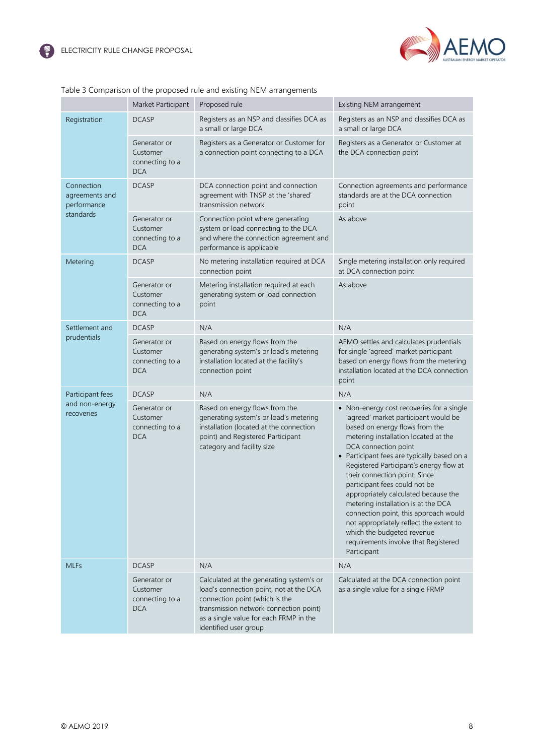Table 3 Comparison of the proposed rule and existing NEM arrangements

| | Market Participant | Proposed rule | Existing NEM arrangement |
|---|---|---|---|
| Registration | DCASP | Registers as an NSP and classifies DCA as a small or large DCA | Registers as an NSP and classifies DCA as a small or large DCA |
| | Generator or Customer connecting to a DCA | Registers as a Generator or Customer for a connection point connecting to a DCA | Registers as a Generator or Customer at the DCA connection point |
| Connection agreements and performance standards | DCASP | DCA connection point and connection agreement with TNSP at the 'shared' transmission network | Connection agreements and performance standards are at the DCA connection point |
| | Generator or Customer connecting to a DCA | Connection point where generating system or load connecting to the DCA and where the connection agreement and performance is applicable | As above |
| Metering | DCASP | No metering installation required at DCA connection point | Single metering installation only required at DCA connection point |
| | Generator or Customer connecting to a DCA | Metering installation required at each generating system or load connection point | As above |
| Settlement and prudentials | DCASP | N/A | N/A |
| | Generator or Customer connecting to a DCA | Based on energy flows from the generating system's or load's metering installation located at the facility's connection point | AEMO settles and calculates prudentials for single 'agreed' market participant based on energy flows from the metering installation located at the DCA connection point |
| Participant fees and non-energy recoveries | DCASP | N/A | N/A |
| | Generator or Customer connecting to a DCA | Based on energy flows from the generating system's or load's metering installation (located at the connection point) and Registered Participant category and facility size | • Non-energy cost recoveries for a single 'agreed' market participant would be based on energy flows from the metering installation located at the DCA connection point<br>• Participant fees are typically based on a Registered Participant's energy flow at their connection point. Since participant fees could not be appropriately calculated because the metering installation is at the DCA connection point, this approach would not appropriately reflect the extent to which the budgeted revenue requirements involve that Registered Participant |
| MLFs | DCASP | N/A | N/A |
| | Generator or Customer connecting to a DCA | Calculated at the generating system's or load's connection point, not at the DCA connection point (which is the transmission network connection point) as a single value for each FRMP in the identified user group | Calculated at the DCA connection point as a single value for a single FRMP |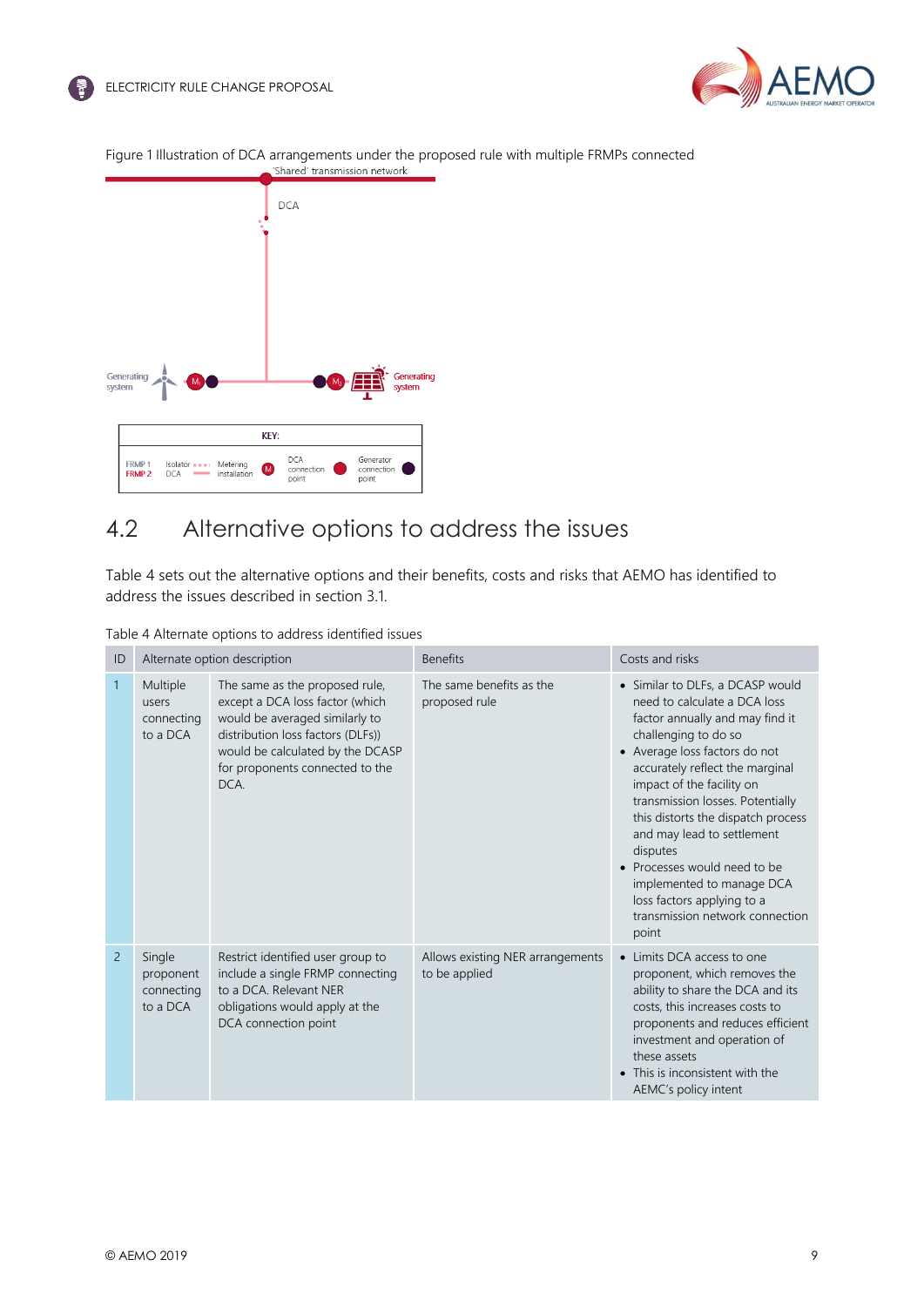Figure 1 Illustration of DCA arrangements under the proposed rule with multiple FRMPs connected

## 4.2 Alternative options to address the issues

Table 4 sets out the alternative options and their benefits, costs and risks that AEMO has identified to address the issues described in section 3.1.

Table 4 Alternate options to address identified issues

| ID | Alternate option description | | Benefits | Costs and risks |
|---|---|---|---|---|
| 1 | Multiple users connecting to a DCA | The same as the proposed rule, except a DCA loss factor (which would be averaged similarly to distribution loss factors (DLFs)) would be calculated by the DCASP for proponents connected to the DCA. | The same benefits as the proposed rule | • Similar to DLFs, a DCASP would need to calculate a DCA loss factor annually and may find it challenging to do so<br>• Average loss factors do not accurately reflect the marginal impact of the facility on transmission losses. Potentially this distorts the dispatch process and may lead to settlement disputes<br>• Processes would need to be implemented to manage DCA loss factors applying to a transmission network connection point |
| 2 | Single proponent connecting to a DCA | Restrict identified user group to include a single FRMP connecting to a DCA. Relevant NER obligations would apply at the DCA connection point | Allows existing NER arrangements to be applied | • Limits DCA access to one proponent, which removes the ability to share the DCA and its costs, this increases costs to proponents and reduces efficient investment and operation of these assets<br>• This is inconsistent with the AEMC's policy intent |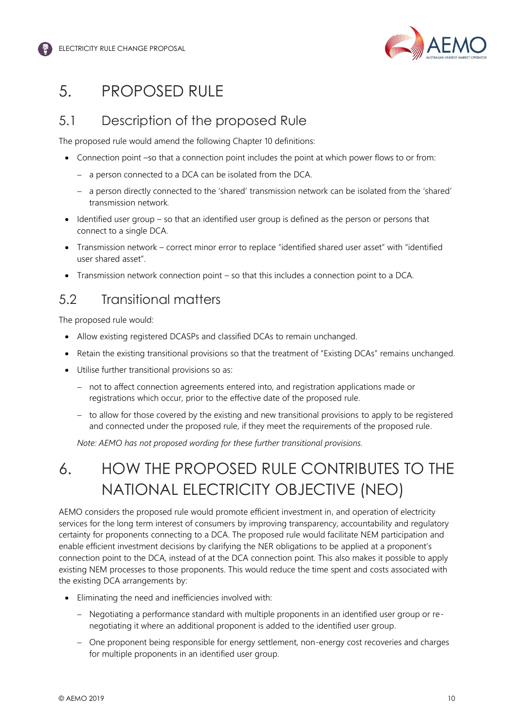# 5. PROPOSED RULE

## 5.1 Description of the proposed Rule

The proposed rule would amend the following Chapter 10 definitions:

- Connection point –so that a connection point includes the point at which power flows to or from:
  - a person connected to a DCA can be isolated from the DCA.
  - a person directly connected to the 'shared' transmission network can be isolated from the 'shared' transmission network.
- Identified user group – so that an identified user group is defined as the person or persons that connect to a single DCA.
- Transmission network – correct minor error to replace "identified shared user asset" with "identified user shared asset".
- Transmission network connection point – so that this includes a connection point to a DCA.

## 5.2 Transitional matters

The proposed rule would:

- Allow existing registered DCASPs and classified DCAs to remain unchanged.
- Retain the existing transitional provisions so that the treatment of "Existing DCAs" remains unchanged.
- Utilise further transitional provisions so as:
  - not to affect connection agreements entered into, and registration applications made or registrations which occur, prior to the effective date of the proposed rule.
  - to allow for those covered by the existing and new transitional provisions to apply to be registered and connected under the proposed rule, if they meet the requirements of the proposed rule.

*Note: AEMO has not proposed wording for these further transitional provisions.*

# 6. HOW THE PROPOSED RULE CONTRIBUTES TO THE NATIONAL ELECTRICITY OBJECTIVE (NEO)

AEMO considers the proposed rule would promote efficient investment in, and operation of electricity services for the long term interest of consumers by improving transparency, accountability and regulatory certainty for proponents connecting to a DCA. The proposed rule would facilitate NEM participation and enable efficient investment decisions by clarifying the NER obligations to be applied at a proponent's connection point to the DCA, instead of at the DCA connection point. This also makes it possible to apply existing NEM processes to those proponents. This would reduce the time spent and costs associated with the existing DCA arrangements by:

- Eliminating the need and inefficiencies involved with:
  - Negotiating a performance standard with multiple proponents in an identified user group or re-negotiating it where an additional proponent is added to the identified user group.
  - One proponent being responsible for energy settlement, non-energy cost recoveries and charges for multiple proponents in an identified user group.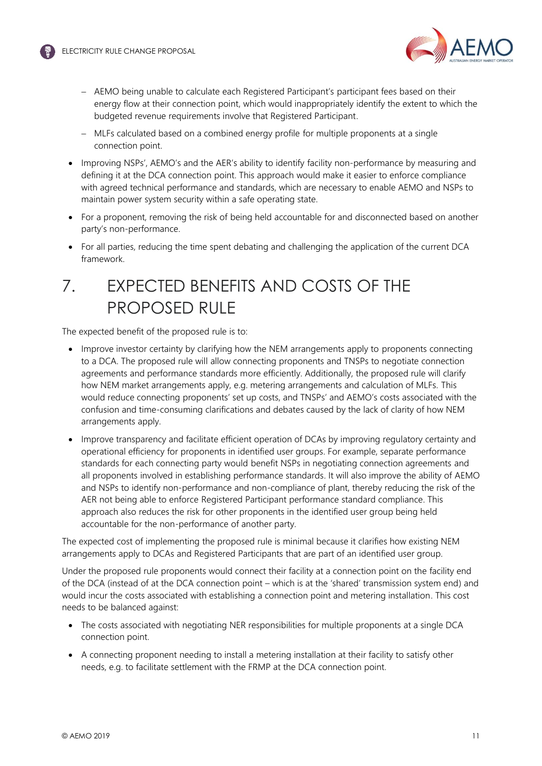- AEMO being unable to calculate each Registered Participant's participant fees based on their energy flow at their connection point, which would inappropriately identify the extent to which the budgeted revenue requirements involve that Registered Participant.
  - MLFs calculated based on a combined energy profile for multiple proponents at a single connection point.
- Improving NSPs', AEMO's and the AER's ability to identify facility non-performance by measuring and defining it at the DCA connection point. This approach would make it easier to enforce compliance with agreed technical performance and standards, which are necessary to enable AEMO and NSPs to maintain power system security within a safe operating state.
- For a proponent, removing the risk of being held accountable for and disconnected based on another party's non-performance.
- For all parties, reducing the time spent debating and challenging the application of the current DCA framework.

# 7. EXPECTED BENEFITS AND COSTS OF THE PROPOSED RULE

The expected benefit of the proposed rule is to:

- Improve investor certainty by clarifying how the NEM arrangements apply to proponents connecting to a DCA. The proposed rule will allow connecting proponents and TNSPs to negotiate connection agreements and performance standards more efficiently. Additionally, the proposed rule will clarify how NEM market arrangements apply, e.g. metering arrangements and calculation of MLFs. This would reduce connecting proponents' set up costs, and TNSPs' and AEMO's costs associated with the confusion and time-consuming clarifications and debates caused by the lack of clarity of how NEM arrangements apply.
- Improve transparency and facilitate efficient operation of DCAs by improving regulatory certainty and operational efficiency for proponents in identified user groups. For example, separate performance standards for each connecting party would benefit NSPs in negotiating connection agreements and all proponents involved in establishing performance standards. It will also improve the ability of AEMO and NSPs to identify non-performance and non-compliance of plant, thereby reducing the risk of the AER not being able to enforce Registered Participant performance standard compliance. This approach also reduces the risk for other proponents in the identified user group being held accountable for the non-performance of another party.

The expected cost of implementing the proposed rule is minimal because it clarifies how existing NEM arrangements apply to DCAs and Registered Participants that are part of an identified user group.

Under the proposed rule proponents would connect their facility at a connection point on the facility end of the DCA (instead of at the DCA connection point – which is at the 'shared' transmission system end) and would incur the costs associated with establishing a connection point and metering installation. This cost needs to be balanced against:

- The costs associated with negotiating NER responsibilities for multiple proponents at a single DCA connection point.
- A connecting proponent needing to install a metering installation at their facility to satisfy other needs, e.g. to facilitate settlement with the FRMP at the DCA connection point.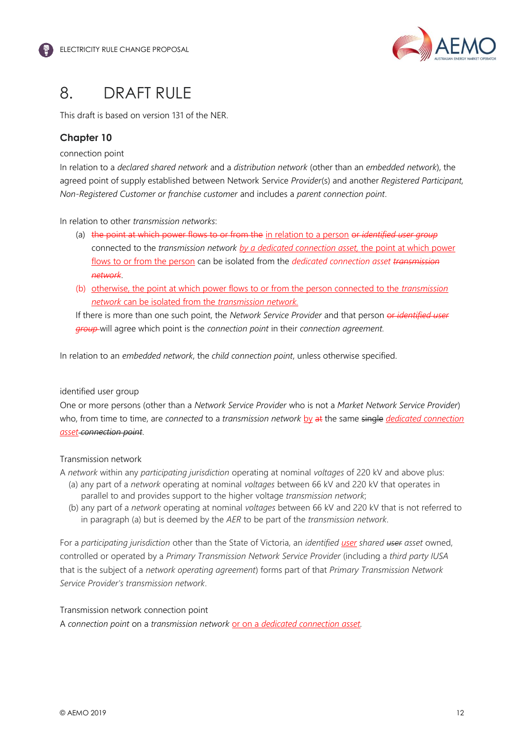# 8. DRAFT RULE

This draft is based on version 131 of the NER.

### Chapter 10

connection point

In relation to a *declared shared network* and a *distribution network* (other than an *embedded network*), the agreed point of supply established between Network Service *Provider*(s) and another *Registered Participant, Non-Registered Customer or franchise customer* and includes a *parent connection point*.

In relation to other *transmission networks*:

(a) ~~the point at which power flows to or from the~~ in relation to a person ~~or *identified user group*~~ connected to the *transmission network* *by a dedicated connection asset*, the point at which power flows to or from the person can be isolated from the *dedicated connection asset* ~~*transmission network*~~.

(b) otherwise, the point at which power flows to or from the person connected to the *transmission network* can be isolated from the *transmission network*.

If there is more than one such point, the *Network Service Provider* and that person ~~or *identified user group*~~ will agree which point is the *connection point* in their *connection agreement*.

In relation to an *embedded network*, the *child connection point*, unless otherwise specified.

identified user group

One or more persons (other than a *Network Service Provider* who is not a *Market Network Service Provider*) who, from time to time, are *connected* to a *transmission network* by ~~at~~ the same ~~single~~ *dedicated connection asset* ~~*connection point*~~.

Transmission network

A *network* within any *participating jurisdiction* operating at nominal *voltages* of 220 kV and above plus:

(a) any part of a *network* operating at nominal *voltages* between 66 kV and 220 kV that operates in parallel to and provides support to the higher voltage *transmission network*;

(b) any part of a *network* operating at nominal *voltages* between 66 kV and 220 kV that is not referred to in paragraph (a) but is deemed by the *AER* to be part of the *transmission network*.

For a *participating jurisdiction* other than the State of Victoria, an *identified user shared* ~~*user*~~ *asset* owned, controlled or operated by a *Primary Transmission Network Service Provider* (including a *third party IUSA* that is the subject of a *network operating agreement*) forms part of that *Primary Transmission Network Service Provider's transmission network*.

Transmission network connection point

A *connection point* on a *transmission network* or on a *dedicated connection asset*.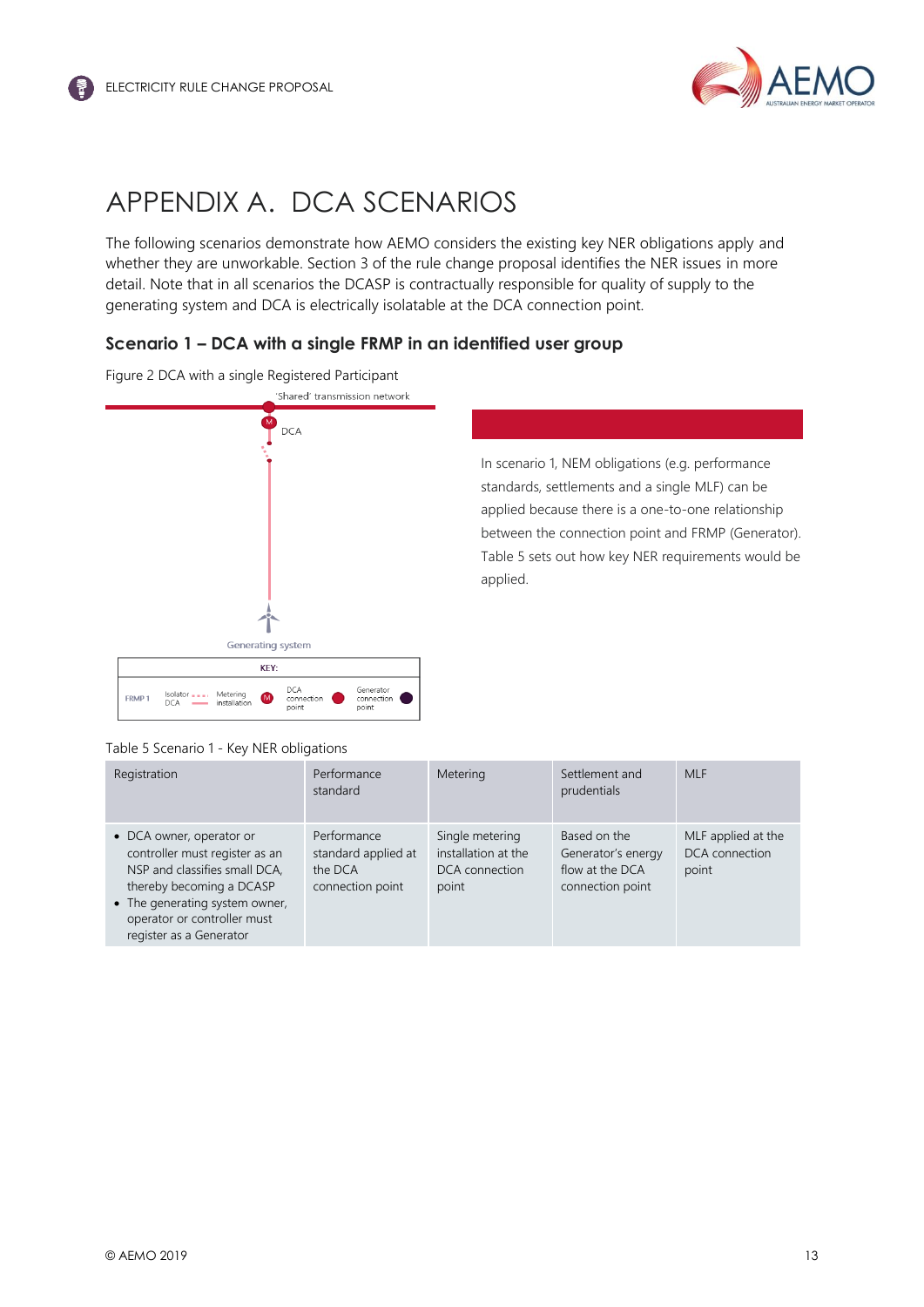# APPENDIX A. DCA SCENARIOS

The following scenarios demonstrate how AEMO considers the existing key NER obligations apply and whether they are unworkable. Section 3 of the rule change proposal identifies the NER issues in more detail. Note that in all scenarios the DCASP is contractually responsible for quality of supply to the generating system and DCA is electrically isolatable at the DCA connection point.

### Scenario 1 – DCA with a single FRMP in an identified user group

Figure 2 DCA with a single Registered Participant

In scenario 1, NEM obligations (e.g. performance standards, settlements and a single MLF) can be applied because there is a one-to-one relationship between the connection point and FRMP (Generator). Table 5 sets out how key NER requirements would be applied.

Table 5 Scenario 1 - Key NER obligations

| Registration | Performance standard | Metering | Settlement and prudentials | MLF |
|---|---|---|---|---|
| • DCA owner, operator or controller must register as an NSP and classifies small DCA, thereby becoming a DCASP<br>• The generating system owner, operator or controller must register as a Generator | Performance standard applied at the DCA connection point | Single metering installation at the DCA connection point | Based on the Generator's energy flow at the DCA connection point | MLF applied at the DCA connection point |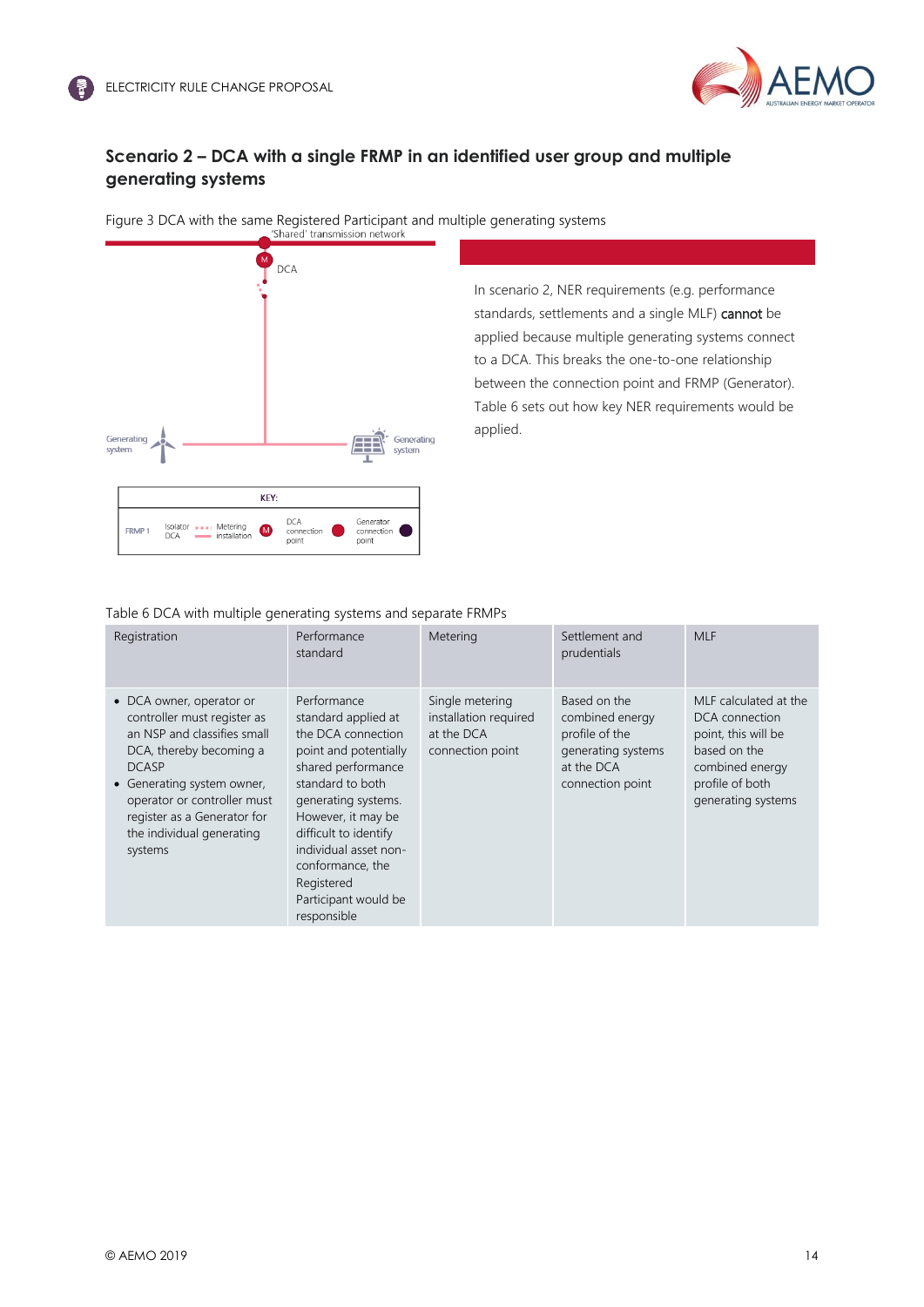## Scenario 2 – DCA with a single FRMP in an identified user group and multiple generating systems

Figure 3 DCA with the same Registered Participant and multiple generating systems

In scenario 2, NER requirements (e.g. performance standards, settlements and a single MLF) **cannot** be applied because multiple generating systems connect to a DCA. This breaks the one-to-one relationship between the connection point and FRMP (Generator). Table 6 sets out how key NER requirements would be applied.

Table 6 DCA with multiple generating systems and separate FRMPs

| Registration | Performance standard | Metering | Settlement and prudentials | MLF |
|---|---|---|---|---|
| • DCA owner, operator or controller must register as an NSP and classifies small DCA, thereby becoming a DCASP<br>• Generating system owner, operator or controller must register as a Generator for the individual generating systems | Performance standard applied at the DCA connection point and potentially shared performance standard to both generating systems. However, it may be difficult to identify individual asset non-conformance, the Registered Participant would be responsible | Single metering installation required at the DCA connection point | Based on the combined energy profile of the generating systems at the DCA connection point | MLF calculated at the DCA connection point, this will be based on the combined energy profile of both generating systems |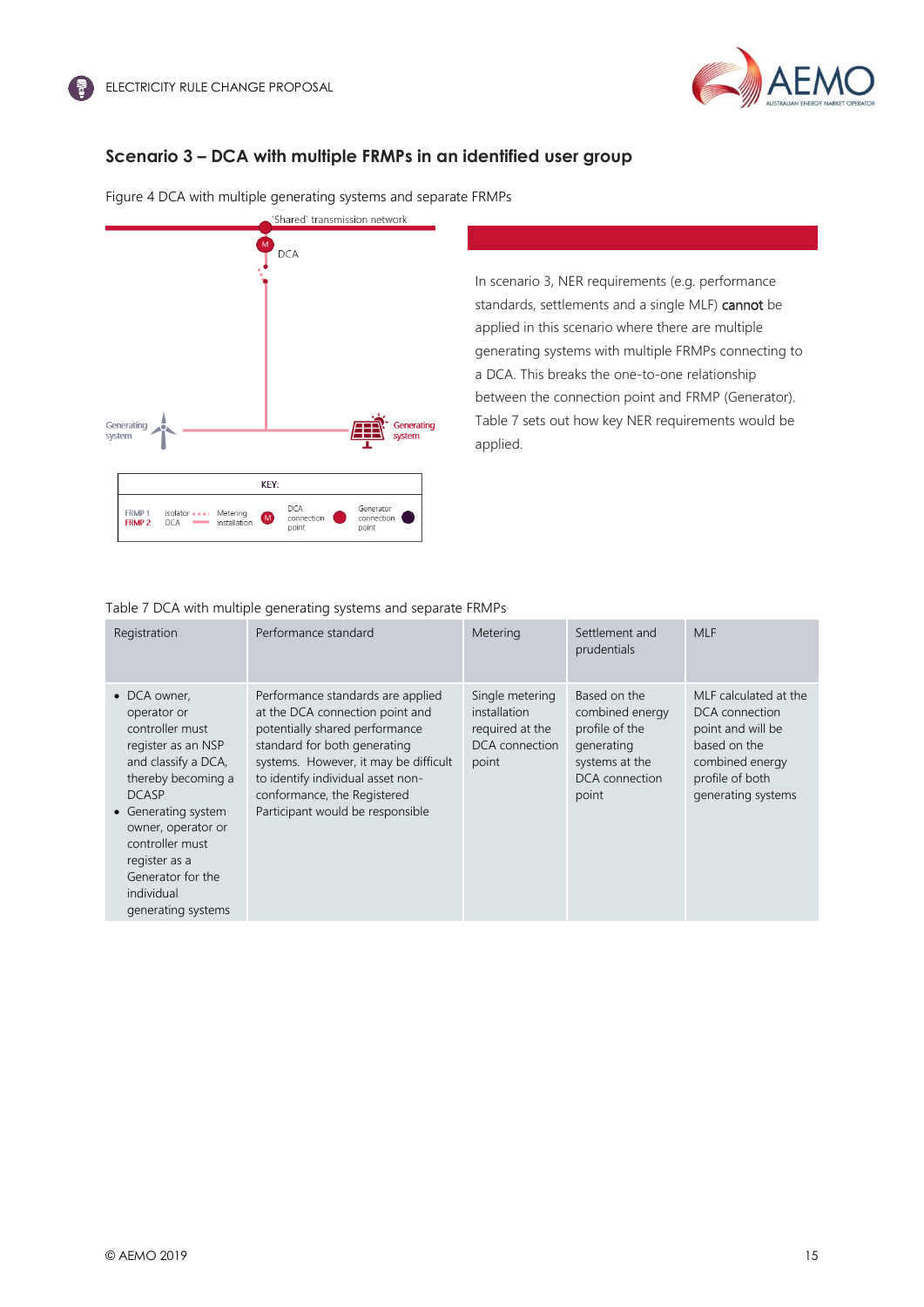## Scenario 3 – DCA with multiple FRMPs in an identified user group

Figure 4 DCA with multiple generating systems and separate FRMPs

'Shared' transmission network

M

DCA

Generating system

Generating system

KEY:

FRMP 1
FRMP 2

Isolator
DCA

Metering installation

M

DCA connection point

Generator connection point

In scenario 3, NER requirements (e.g. performance standards, settlements and a single MLF) **cannot** be applied in this scenario where there are multiple generating systems with multiple FRMPs connecting to a DCA. This breaks the one-to-one relationship between the connection point and FRMP (Generator). Table 7 sets out how key NER requirements would be applied.

Table 7 DCA with multiple generating systems and separate FRMPs

| Registration | Performance standard | Metering | Settlement and prudentials | MLF |
|---|---|---|---|---|
| • DCA owner, operator or controller must register as an NSP and classify a DCA, thereby becoming a DCASP<br>• Generating system owner, operator or controller must register as a Generator for the individual generating systems | Performance standards are applied at the DCA connection point and potentially shared performance standard for both generating systems. However, it may be difficult to identify individual asset non-conformance, the Registered Participant would be responsible | Single metering installation required at the DCA connection point | Based on the combined energy profile of the generating systems at the DCA connection point | MLF calculated at the DCA connection point and will be based on the combined energy profile of both generating systems |